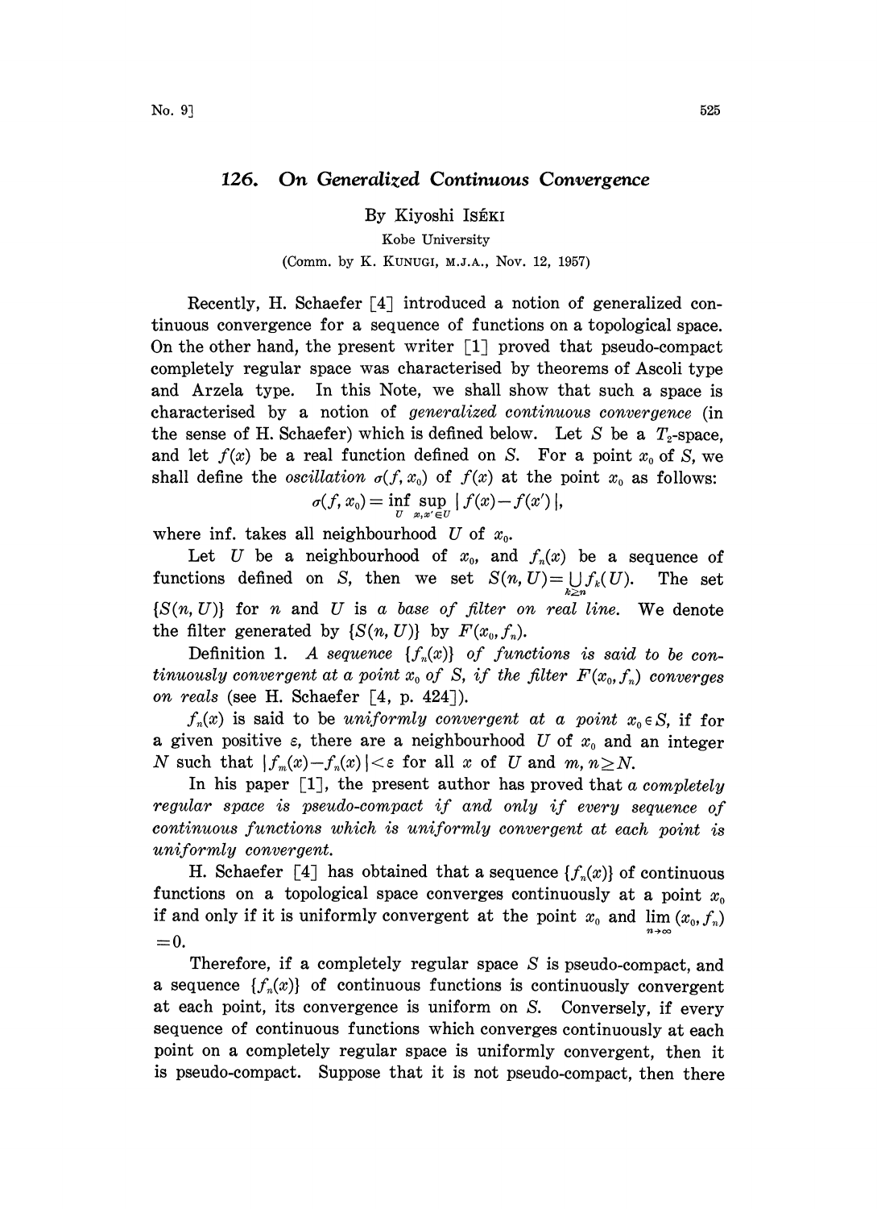# 126. On Generalized Continuous Convergence

By Kiyoshi Iséki

Kobe University

(Comm. by K. Kunugi, M.J.A., Nov. 12, 1957)

Recently, H. Schaefer [4] introduced a notion of generalized continuous convergence for a sequence of functions on a topological space. On the other hand, the present writer [1] proved that pseudo-compact completely regular space was characterised by theorems of Ascoli type and Arzela type. In this Note, we shall show that such a space is characterised by a notion of *generalized continuous convergence* (in the sense of H. Schaefer) which is defined below. Let $S$ be a $T_2$-space, and let $f(x)$ be a real function defined on $S$. For a point $x_0$ of $S$, we shall define the *oscillation* $\sigma(f, x_0)$ of $f(x)$ at the point $x_0$ as follows:

$$\sigma(f, x_0) = \inf_U \sup_{x, x' \in U} |f(x) - f(x')|,$$

where inf. takes all neighbourhood $U$ of $x_0$.

Let $U$ be a neighbourhood of $x_0$, and $f_n(x)$ be a sequence of functions defined on $S$, then we set $S(n, U) = \bigcup_{k \geq n} f_k(U)$. The set $\{S(n, U)\}$ for $n$ and $U$ is *a base of filter on real line*. We denote the filter generated by $\{S(n, U)\}$ by $F(x_0, f_n)$.

Definition 1. *A sequence $\{f_n(x)\}$ of functions is said to be continuously convergent at a point $x_0$ of $S$, if the filter $F(x_0, f_n)$ converges on reals* (see H. Schaefer [4, p. 424]).

$f_n(x)$ is said to be *uniformly convergent at a point* $x_0 \in S$, if for a given positive $\varepsilon$, there are a neighbourhood $U$ of $x_0$ and an integer $N$ such that $|f_m(x) - f_n(x)| < \varepsilon$ for all $x$ of $U$ and $m, n \geq N$.

In his paper [1], the present author has proved that *a completely regular space is pseudo-compact if and only if every sequence of continuous functions which is uniformly convergent at each point is uniformly convergent.*

H. Schaefer [4] has obtained that a sequence $\{f_n(x)\}$ of continuous functions on a topological space converges continuously at a point $x_0$ if and only if it is uniformly convergent at the point $x_0$ and $\lim_{n \to \infty} (x_0, f_n) = 0$.

Therefore, if a completely regular space $S$ is pseudo-compact, and a sequence $\{f_n(x)\}$ of continuous functions is continuously convergent at each point, its convergence is uniform on $S$. Conversely, if every sequence of continuous functions which converges continuously at each point on a completely regular space is uniformly convergent, then it is pseudo-compact. Suppose that it is not pseudo-compact, then there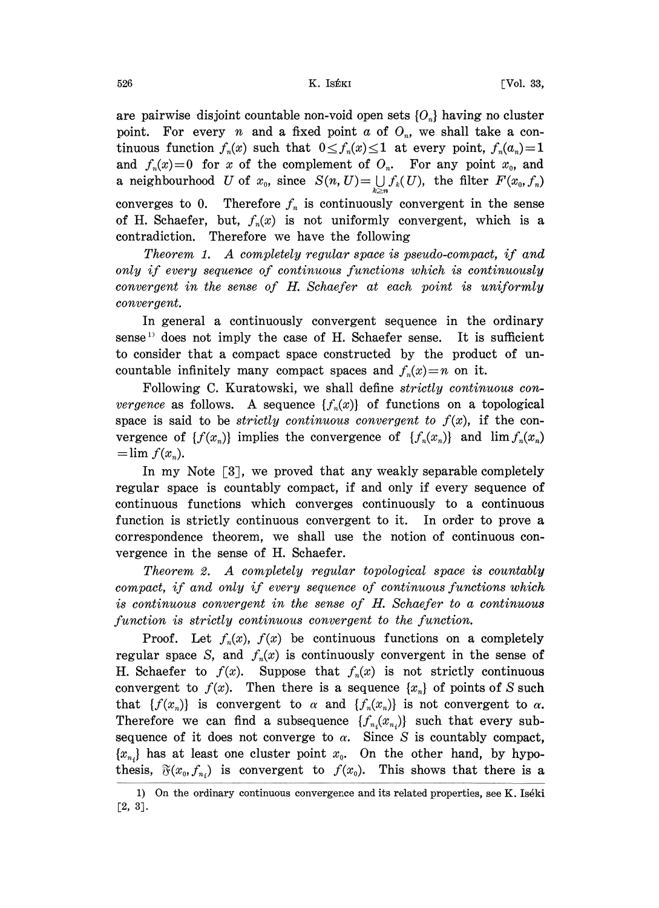are pairwise disjoint countable non-void open sets $\{O_n\}$ having no cluster point. For every $n$ and a fixed point $a$ of $O_n$, we shall take a continuous function $f_n(x)$ such that $0 \leq f_n(x) \leq 1$ at every point, $f_n(a_n)=1$ and $f_n(x)=0$ for $x$ of the complement of $O_n$. For any point $x_0$, and a neighbourhood $U$ of $x_0$, since $S(n, U)=\bigcup_{k\geq n} f_k(U)$, the filter $F(x_0, f_n)$ converges to 0. Therefore $f_n$ is continuously convergent in the sense of H. Schaefer, but, $f_n(x)$ is not uniformly convergent, which is a contradiction. Therefore we have the following

*Theorem 1. A completely regular space is pseudo-compact, if and only if every sequence of continuous functions which is continuously convergent in the sense of H. Schaefer at each point is uniformly convergent.*

In general a continuously convergent sequence in the ordinary sense[1] does not imply the case of H. Schaefer sense. It is sufficient to consider that a compact space constructed by the product of uncountable infinitely many compact spaces and $f_n(x)=n$ on it.

Following C. Kuratowski, we shall define *strictly continuous convergence* as follows. A sequence $\{f_n(x)\}$ of functions on a topological space is said to be *strictly continuous convergent to* $f(x)$, if the convergence of $\{f(x_n)\}$ implies the convergence of $\{f_n(x_n)\}$ and $\lim f_n(x_n) = \lim f(x_n)$.

In my Note [3], we proved that any weakly separable completely regular space is countably compact, if and only if every sequence of continuous functions which converges continuously to a continuous function is strictly continuous convergent to it. In order to prove a correspondence theorem, we shall use the notion of continuous convergence in the sense of H. Schaefer.

*Theorem 2. A completely regular topological space is countably compact, if and only if every sequence of continuous functions which is continuous convergent in the sense of H. Schaefer to a continuous function is strictly continuous convergent to the function.*

Proof. Let $f_n(x)$, $f(x)$ be continuous functions on a completely regular space $S$, and $f_n(x)$ is continuously convergent in the sense of H. Schaefer to $f(x)$. Suppose that $f_n(x)$ is not strictly continuous convergent to $f(x)$. Then there is a sequence $\{x_n\}$ of points of $S$ such that $\{f(x_n)\}$ is convergent to $\alpha$ and $\{f_n(x_n)\}$ is not convergent to $\alpha$. Therefore we can find a subsequence $\{f_{n_i}(x_{n_i})\}$ such that every subsequence of it does not converge to $\alpha$. Since $S$ is countably compact, $\{x_{n_i}\}$ has at least one cluster point $x_0$. On the other hand, by hypothesis, $\mathfrak{F}(x_0, f_{n_i})$ is convergent to $f(x_0)$. This shows that there is a

---

1) On the ordinary continuous convergence and its related properties, see K. Iséki [2, 3].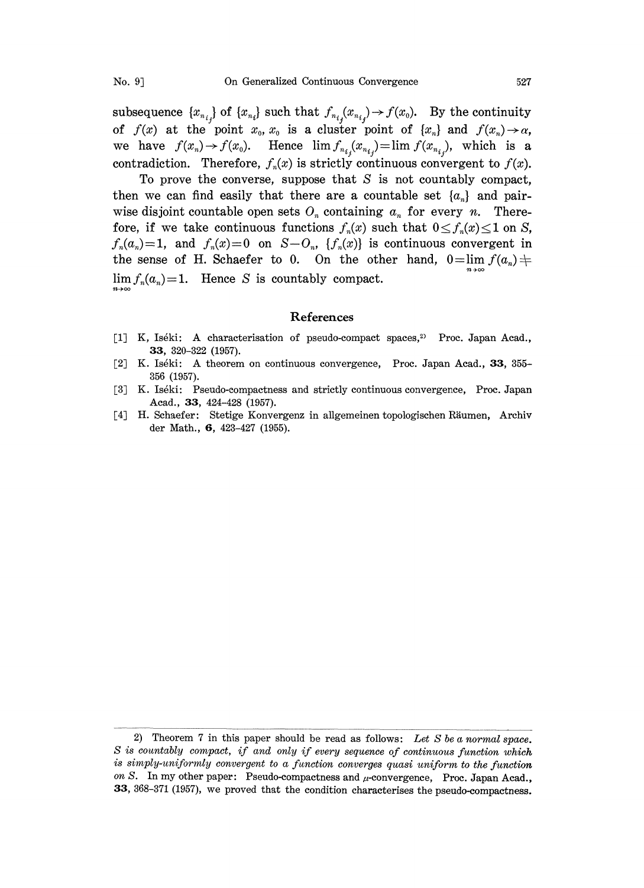subsequence $\{x_{n_{i_j}}\}$ of $\{x_{n_i}\}$ such that $f_{n_{i_j}}(x_{n_{i_j}}) \to f(x_0)$. By the continuity of $f(x)$ at the point $x_0$, $x_0$ is a cluster point of $\{x_n\}$ and $f(x_n) \to \alpha$, we have $f(x_n) \to f(x_0)$. Hence $\lim f_{n_{i_j}}(x_{n_{i_j}}) = \lim f(x_{n_{i_j}})$, which is a contradiction. Therefore, $f_n(x)$ is strictly continuous convergent to $f(x)$.

To prove the converse, suppose that $S$ is not countably compact, then we can find easily that there are a countable set $\{a_n\}$ and pairwise disjoint countable open sets $O_n$ containing $a_n$ for every $n$. Therefore, if we take continuous functions $f_n(x)$ such that $0 \leq f_n(x) \leq 1$ on $S$, $f_n(a_n) = 1$, and $f_n(x) = 0$ on $S - O_n$, $\{f_n(x)\}$ is continuous convergent in the sense of H. Schaefer to 0. On the other hand, $0 = \lim_{n\to\infty} f(a_n) \neq \lim_{n\to\infty} f_n(a_n) = 1$. Hence $S$ is countably compact.

## References

[1] K, Iséki: A characterisation of pseudo-compact spaces,[2] Proc. Japan Acad., **33**, 320–322 (1957).

[2] K. Iséki: A theorem on continuous convergence, Proc. Japan Acad., **33**, 355–356 (1957).

[3] K. Iséki: Pseudo-compactness and strictly continuous convergence, Proc. Japan Acad., **33**, 424–428 (1957).

[4] H. Schaefer: Stetige Konvergenz in allgemeinen topologischen Räumen, Archiv der Math., **6**, 423–427 (1955).

---

2) Theorem 7 in this paper should be read as follows: *Let S be a normal space. S is countably compact, if and only if every sequence of continuous function which is simply-uniformly convergent to a function converges quasi uniform to the function on S.* In my other paper: Pseudo-compactness and $\mu$-convergence, Proc. Japan Acad., **33**, 368–371 (1957), we proved that the condition characterises the pseudo-compactness.